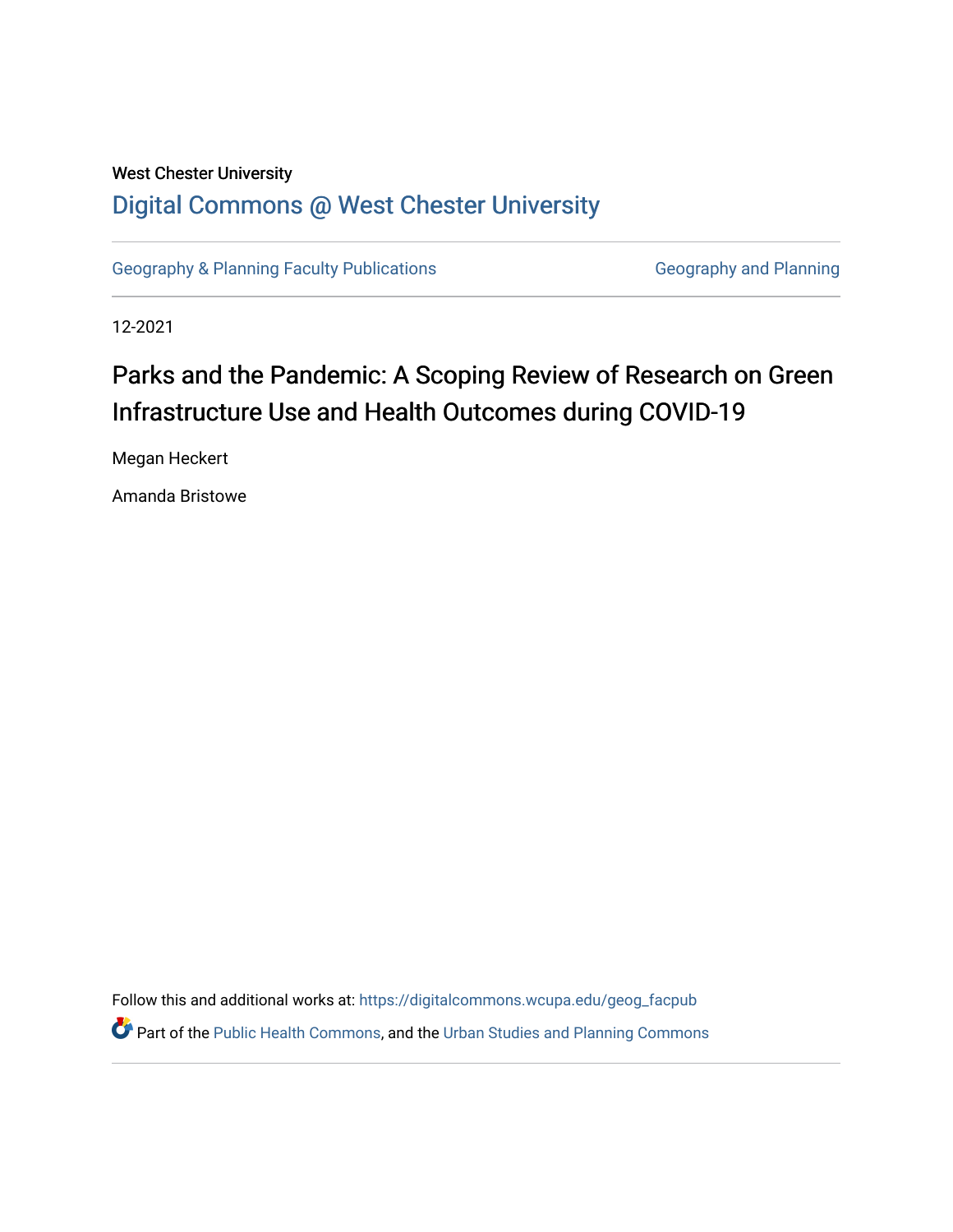West Chester University

# Digital Commons @ West Chester University

Geography & Planning Faculty Publications

Geography and Planning

12-2021

## Parks and the Pandemic: A Scoping Review of Research on Green Infrastructure Use and Health Outcomes during COVID-19

Megan Heckert

Amanda Bristowe

Follow this and additional works at: https://digitalcommons.wcupa.edu/geog_facpub

Part of the Public Health Commons, and the Urban Studies and Planning Commons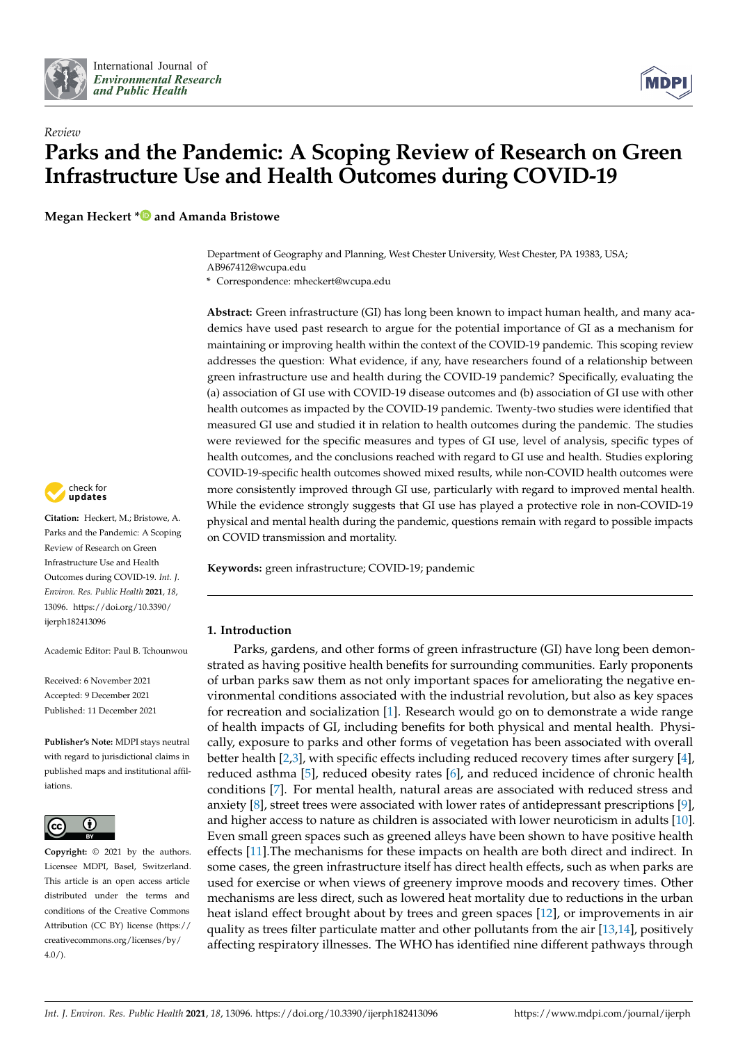Review

# Parks and the Pandemic: A Scoping Review of Research on Green Infrastructure Use and Health Outcomes during COVID-19

**Megan Heckert \* and Amanda Bristowe**

Department of Geography and Planning, West Chester University, West Chester, PA 19383, USA; AB967412@wcupa.edu

\* Correspondence: mheckert@wcupa.edu

**Abstract:** Green infrastructure (GI) has long been known to impact human health, and many academics have used past research to argue for the potential importance of GI as a mechanism for maintaining or improving health within the context of the COVID-19 pandemic. This scoping review addresses the question: What evidence, if any, have researchers found of a relationship between green infrastructure use and health during the COVID-19 pandemic? Specifically, evaluating the (a) association of GI use with COVID-19 disease outcomes and (b) association of GI use with other health outcomes as impacted by the COVID-19 pandemic. Twenty-two studies were identified that measured GI use and studied it in relation to health outcomes during the pandemic. The studies were reviewed for the specific measures and types of GI use, level of analysis, specific types of health outcomes, and the conclusions reached with regard to GI use and health. Studies exploring COVID-19-specific health outcomes showed mixed results, while non-COVID health outcomes were more consistently improved through GI use, particularly with regard to improved mental health. While the evidence strongly suggests that GI use has played a protective role in non-COVID-19 physical and mental health during the pandemic, questions remain with regard to possible impacts on COVID transmission and mortality.

**Keywords:** green infrastructure; COVID-19; pandemic

**Citation:** Heckert, M.; Bristowe, A. Parks and the Pandemic: A Scoping Review of Research on Green Infrastructure Use and Health Outcomes during COVID-19. *Int. J. Environ. Res. Public Health* **2021**, *18*, 13096. https://doi.org/10.3390/ijerph182413096

Academic Editor: Paul B. Tchounwou

Received: 6 November 2021
Accepted: 9 December 2021
Published: 11 December 2021

**Publisher's Note:** MDPI stays neutral with regard to jurisdictional claims in published maps and institutional affiliations.

**Copyright:** © 2021 by the authors. Licensee MDPI, Basel, Switzerland. This article is an open access article distributed under the terms and conditions of the Creative Commons Attribution (CC BY) license (https://creativecommons.org/licenses/by/4.0/).

## 1. Introduction

Parks, gardens, and other forms of green infrastructure (GI) have long been demonstrated as having positive health benefits for surrounding communities. Early proponents of urban parks saw them as not only important spaces for ameliorating the negative environmental conditions associated with the industrial revolution, but also as key spaces for recreation and socialization [1]. Research would go on to demonstrate a wide range of health impacts of GI, including benefits for both physical and mental health. Physically, exposure to parks and other forms of vegetation has been associated with overall better health [2,3], with specific effects including reduced recovery times after surgery [4], reduced asthma [5], reduced obesity rates [6], and reduced incidence of chronic health conditions [7]. For mental health, natural areas are associated with reduced stress and anxiety [8], street trees were associated with lower rates of antidepressant prescriptions [9], and higher access to nature as children is associated with lower neuroticism in adults [10]. Even small green spaces such as greened alleys have been shown to have positive health effects [11].The mechanisms for these impacts on health are both direct and indirect. In some cases, the green infrastructure itself has direct health effects, such as when parks are used for exercise or when views of greenery improve moods and recovery times. Other mechanisms are less direct, such as lowered heat mortality due to reductions in the urban heat island effect brought about by trees and green spaces [12], or improvements in air quality as trees filter particulate matter and other pollutants from the air [13,14], positively affecting respiratory illnesses. The WHO has identified nine different pathways through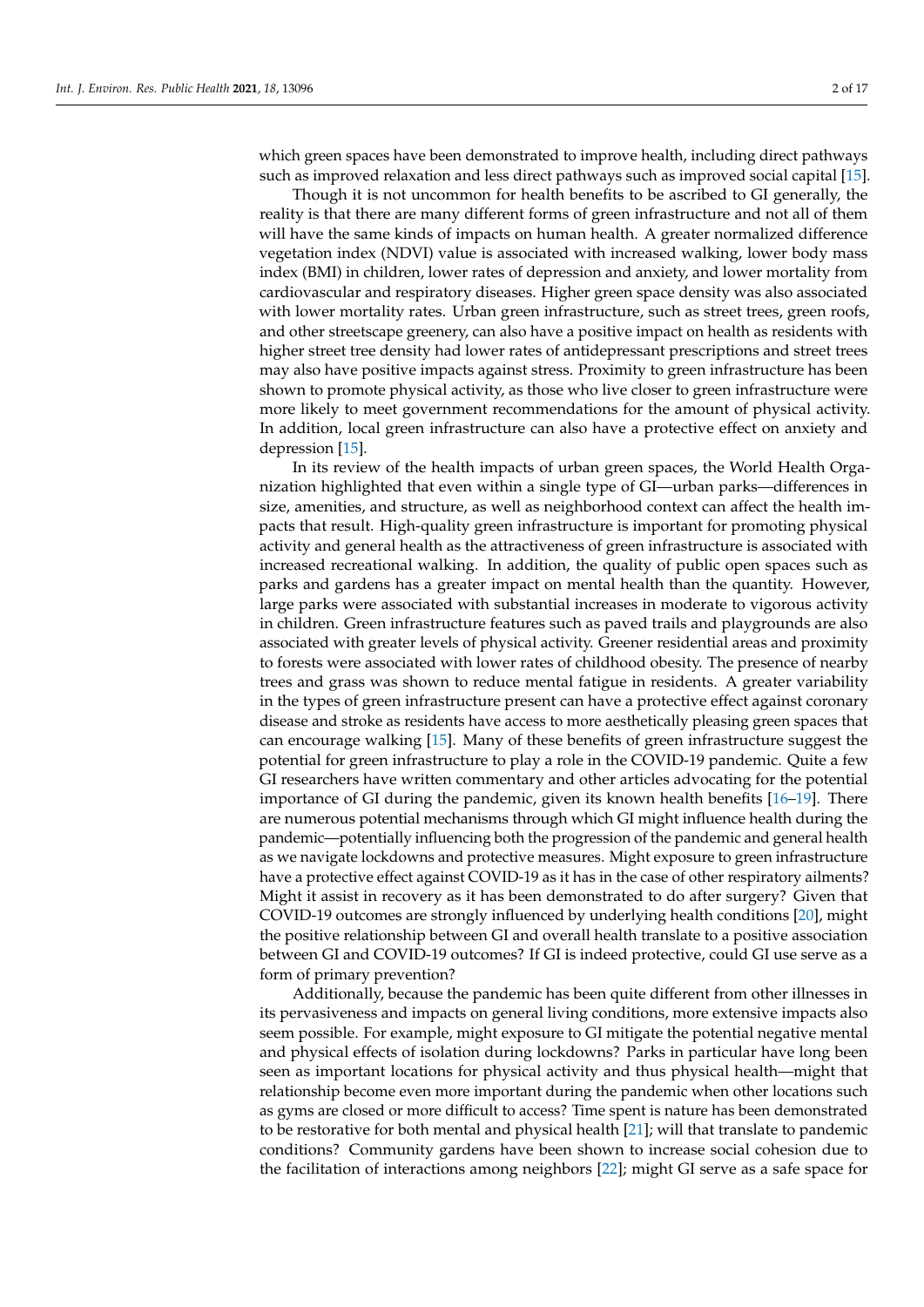which green spaces have been demonstrated to improve health, including direct pathways such as improved relaxation and less direct pathways such as improved social capital [15].

Though it is not uncommon for health benefits to be ascribed to GI generally, the reality is that there are many different forms of green infrastructure and not all of them will have the same kinds of impacts on human health. A greater normalized difference vegetation index (NDVI) value is associated with increased walking, lower body mass index (BMI) in children, lower rates of depression and anxiety, and lower mortality from cardiovascular and respiratory diseases. Higher green space density was also associated with lower mortality rates. Urban green infrastructure, such as street trees, green roofs, and other streetscape greenery, can also have a positive impact on health as residents with higher street tree density had lower rates of antidepressant prescriptions and street trees may also have positive impacts against stress. Proximity to green infrastructure has been shown to promote physical activity, as those who live closer to green infrastructure were more likely to meet government recommendations for the amount of physical activity. In addition, local green infrastructure can also have a protective effect on anxiety and depression [15].

In its review of the health impacts of urban green spaces, the World Health Organization highlighted that even within a single type of GI—urban parks—differences in size, amenities, and structure, as well as neighborhood context can affect the health impacts that result. High-quality green infrastructure is important for promoting physical activity and general health as the attractiveness of green infrastructure is associated with increased recreational walking. In addition, the quality of public open spaces such as parks and gardens has a greater impact on mental health than the quantity. However, large parks were associated with substantial increases in moderate to vigorous activity in children. Green infrastructure features such as paved trails and playgrounds are also associated with greater levels of physical activity. Greener residential areas and proximity to forests were associated with lower rates of childhood obesity. The presence of nearby trees and grass was shown to reduce mental fatigue in residents. A greater variability in the types of green infrastructure present can have a protective effect against coronary disease and stroke as residents have access to more aesthetically pleasing green spaces that can encourage walking [15]. Many of these benefits of green infrastructure suggest the potential for green infrastructure to play a role in the COVID-19 pandemic. Quite a few GI researchers have written commentary and other articles advocating for the potential importance of GI during the pandemic, given its known health benefits [16–19]. There are numerous potential mechanisms through which GI might influence health during the pandemic—potentially influencing both the progression of the pandemic and general health as we navigate lockdowns and protective measures. Might exposure to green infrastructure have a protective effect against COVID-19 as it has in the case of other respiratory ailments? Might it assist in recovery as it has been demonstrated to do after surgery? Given that COVID-19 outcomes are strongly influenced by underlying health conditions [20], might the positive relationship between GI and overall health translate to a positive association between GI and COVID-19 outcomes? If GI is indeed protective, could GI use serve as a form of primary prevention?

Additionally, because the pandemic has been quite different from other illnesses in its pervasiveness and impacts on general living conditions, more extensive impacts also seem possible. For example, might exposure to GI mitigate the potential negative mental and physical effects of isolation during lockdowns? Parks in particular have long been seen as important locations for physical activity and thus physical health—might that relationship become even more important during the pandemic when other locations such as gyms are closed or more difficult to access? Time spent is nature has been demonstrated to be restorative for both mental and physical health [21]; will that translate to pandemic conditions? Community gardens have been shown to increase social cohesion due to the facilitation of interactions among neighbors [22]; might GI serve as a safe space for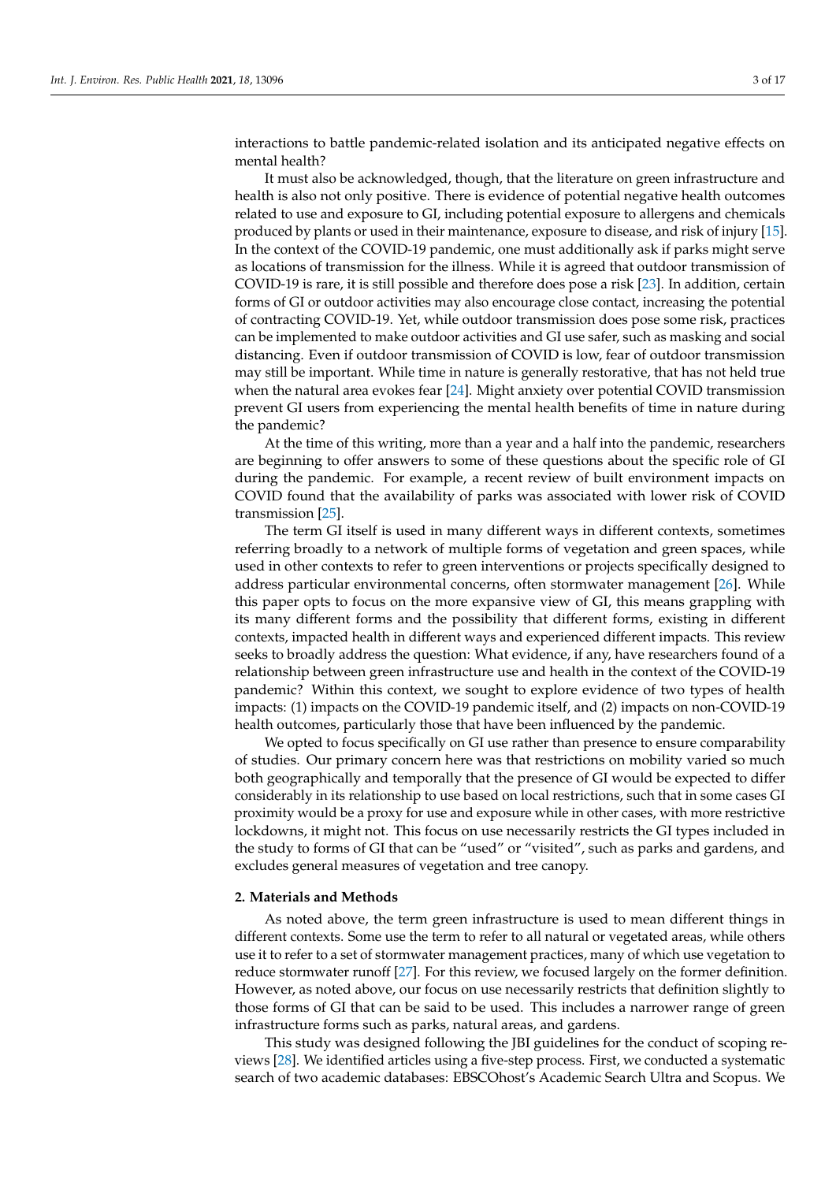interactions to battle pandemic-related isolation and its anticipated negative effects on mental health?

It must also be acknowledged, though, that the literature on green infrastructure and health is also not only positive. There is evidence of potential negative health outcomes related to use and exposure to GI, including potential exposure to allergens and chemicals produced by plants or used in their maintenance, exposure to disease, and risk of injury [15]. In the context of the COVID-19 pandemic, one must additionally ask if parks might serve as locations of transmission for the illness. While it is agreed that outdoor transmission of COVID-19 is rare, it is still possible and therefore does pose a risk [23]. In addition, certain forms of GI or outdoor activities may also encourage close contact, increasing the potential of contracting COVID-19. Yet, while outdoor transmission does pose some risk, practices can be implemented to make outdoor activities and GI use safer, such as masking and social distancing. Even if outdoor transmission of COVID is low, fear of outdoor transmission may still be important. While time in nature is generally restorative, that has not held true when the natural area evokes fear [24]. Might anxiety over potential COVID transmission prevent GI users from experiencing the mental health benefits of time in nature during the pandemic?

At the time of this writing, more than a year and a half into the pandemic, researchers are beginning to offer answers to some of these questions about the specific role of GI during the pandemic. For example, a recent review of built environment impacts on COVID found that the availability of parks was associated with lower risk of COVID transmission [25].

The term GI itself is used in many different ways in different contexts, sometimes referring broadly to a network of multiple forms of vegetation and green spaces, while used in other contexts to refer to green interventions or projects specifically designed to address particular environmental concerns, often stormwater management [26]. While this paper opts to focus on the more expansive view of GI, this means grappling with its many different forms and the possibility that different forms, existing in different contexts, impacted health in different ways and experienced different impacts. This review seeks to broadly address the question: What evidence, if any, have researchers found of a relationship between green infrastructure use and health in the context of the COVID-19 pandemic? Within this context, we sought to explore evidence of two types of health impacts: (1) impacts on the COVID-19 pandemic itself, and (2) impacts on non-COVID-19 health outcomes, particularly those that have been influenced by the pandemic.

We opted to focus specifically on GI use rather than presence to ensure comparability of studies. Our primary concern here was that restrictions on mobility varied so much both geographically and temporally that the presence of GI would be expected to differ considerably in its relationship to use based on local restrictions, such that in some cases GI proximity would be a proxy for use and exposure while in other cases, with more restrictive lockdowns, it might not. This focus on use necessarily restricts the GI types included in the study to forms of GI that can be "used" or "visited", such as parks and gardens, and excludes general measures of vegetation and tree canopy.

## 2. Materials and Methods

As noted above, the term green infrastructure is used to mean different things in different contexts. Some use the term to refer to all natural or vegetated areas, while others use it to refer to a set of stormwater management practices, many of which use vegetation to reduce stormwater runoff [27]. For this review, we focused largely on the former definition. However, as noted above, our focus on use necessarily restricts that definition slightly to those forms of GI that can be said to be used. This includes a narrower range of green infrastructure forms such as parks, natural areas, and gardens.

This study was designed following the JBI guidelines for the conduct of scoping reviews [28]. We identified articles using a five-step process. First, we conducted a systematic search of two academic databases: EBSCOhost's Academic Search Ultra and Scopus. We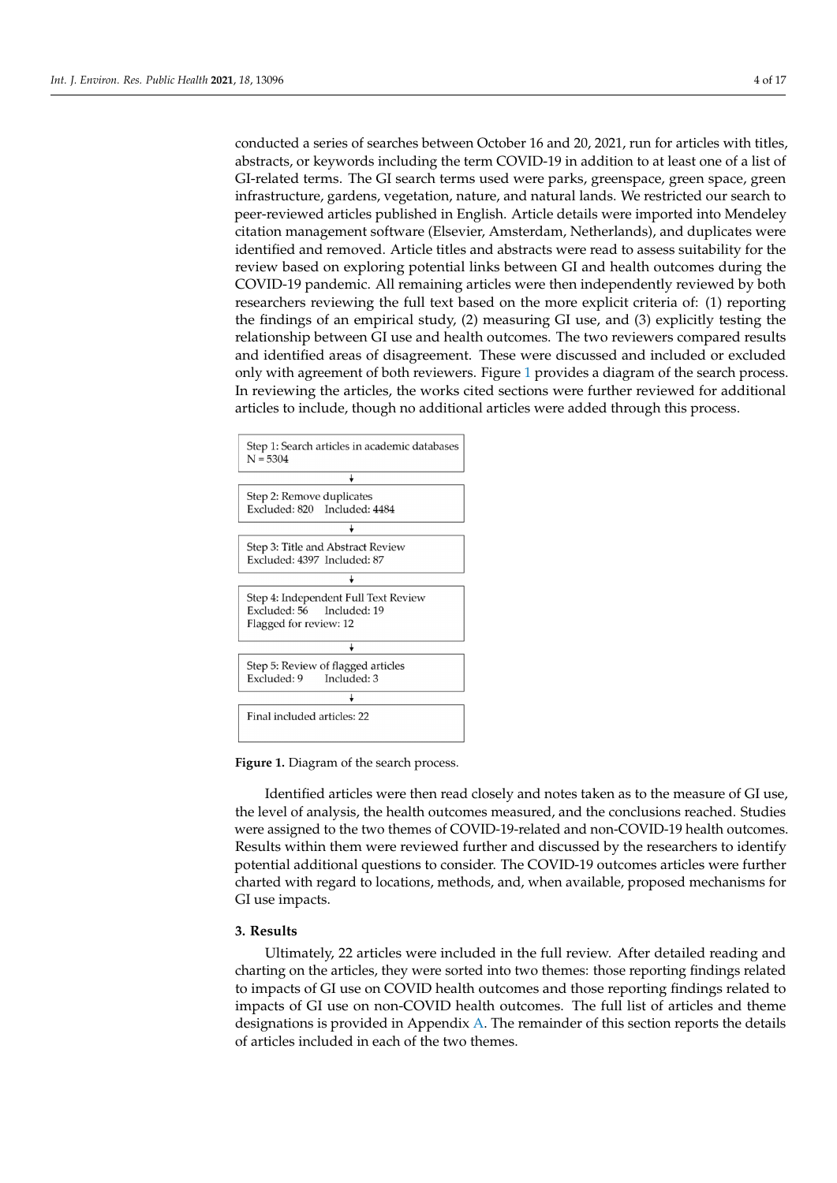conducted a series of searches between October 16 and 20, 2021, run for articles with titles, abstracts, or keywords including the term COVID-19 in addition to at least one of a list of GI-related terms. The GI search terms used were parks, greenspace, green space, green infrastructure, gardens, vegetation, nature, and natural lands. We restricted our search to peer-reviewed articles published in English. Article details were imported into Mendeley citation management software (Elsevier, Amsterdam, Netherlands), and duplicates were identified and removed. Article titles and abstracts were read to assess suitability for the review based on exploring potential links between GI and health outcomes during the COVID-19 pandemic. All remaining articles were then independently reviewed by both researchers reviewing the full text based on the more explicit criteria of: (1) reporting the findings of an empirical study, (2) measuring GI use, and (3) explicitly testing the relationship between GI use and health outcomes. The two reviewers compared results and identified areas of disagreement. These were discussed and included or excluded only with agreement of both reviewers. Figure 1 provides a diagram of the search process. In reviewing the articles, the works cited sections were further reviewed for additional articles to include, though no additional articles were added through this process.

Step 1: Search articles in academic databases
N = 5304

↓

Step 2: Remove duplicates
Excluded: 820 Included: 4484

↓

Step 3: Title and Abstract Review
Excluded: 4397 Included: 87

↓

Step 4: Independent Full Text Review
Excluded: 56 Included: 19
Flagged for review: 12

↓

Step 5: Review of flagged articles
Excluded: 9 Included: 3

↓

Final included articles: 22

**Figure 1.** Diagram of the search process.

Identified articles were then read closely and notes taken as to the measure of GI use, the level of analysis, the health outcomes measured, and the conclusions reached. Studies were assigned to the two themes of COVID-19-related and non-COVID-19 health outcomes. Results within them were reviewed further and discussed by the researchers to identify potential additional questions to consider. The COVID-19 outcomes articles were further charted with regard to locations, methods, and, when available, proposed mechanisms for GI use impacts.

## 3. Results

Ultimately, 22 articles were included in the full review. After detailed reading and charting on the articles, they were sorted into two themes: those reporting findings related to impacts of GI use on COVID health outcomes and those reporting findings related to impacts of GI use on non-COVID health outcomes. The full list of articles and theme designations is provided in Appendix A. The remainder of this section reports the details of articles included in each of the two themes.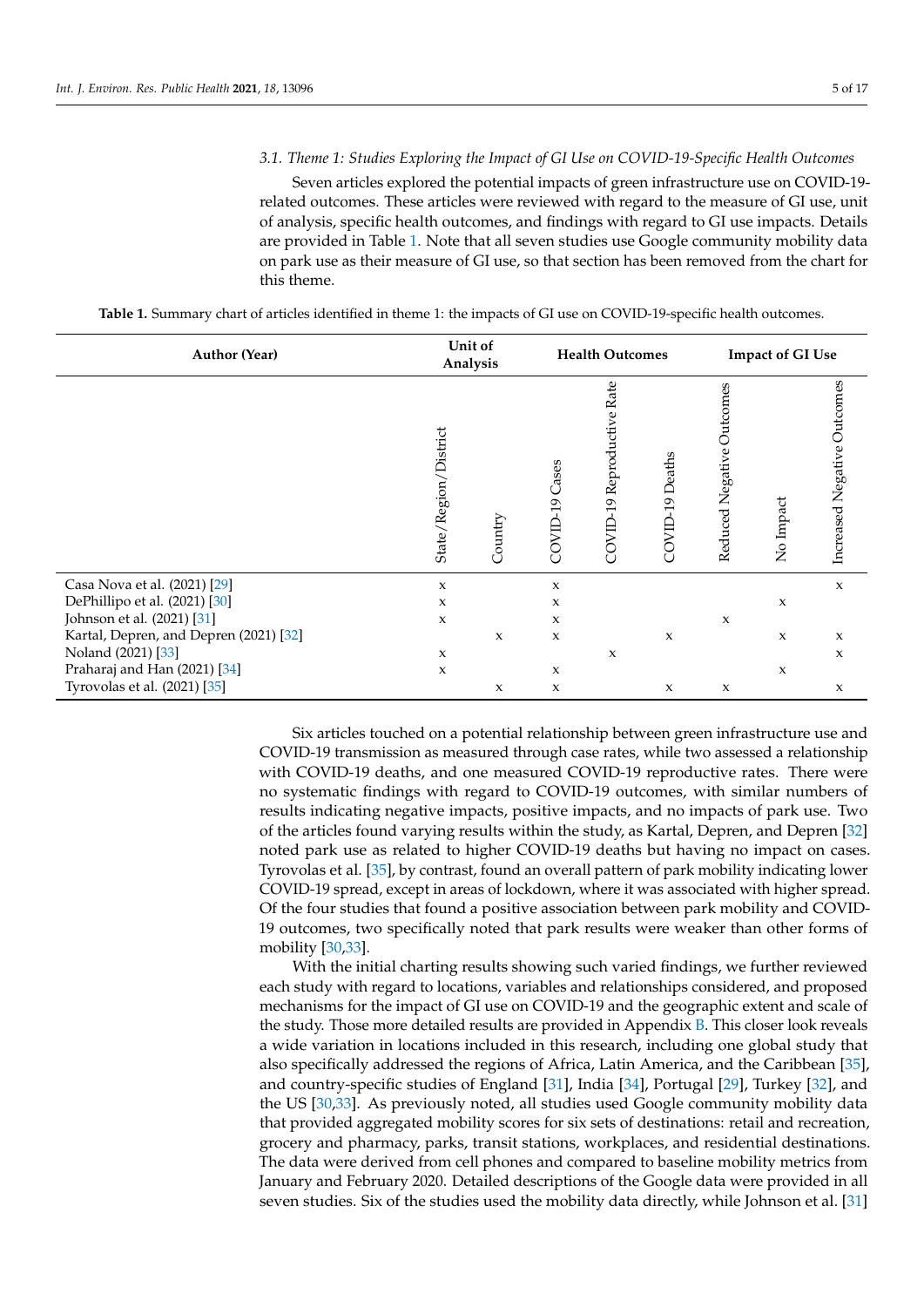*3.1. Theme 1: Studies Exploring the Impact of GI Use on COVID-19-Specific Health Outcomes*

Seven articles explored the potential impacts of green infrastructure use on COVID-19-related outcomes. These articles were reviewed with regard to the measure of GI use, unit of analysis, specific health outcomes, and findings with regard to GI use impacts. Details are provided in Table 1. Note that all seven studies use Google community mobility data on park use as their measure of GI use, so that section has been removed from the chart for this theme.

**Table 1.** Summary chart of articles identified in theme 1: the impacts of GI use on COVID-19-specific health outcomes.

| Author (Year) | Unit of Analysis | | Health Outcomes | | | Impact of GI Use | | |
|---|---|---|---|---|---|---|---|---|
| | State/Region/District | Country | COVID-19 Cases | COVID-19 Reproductive Rate | COVID-19 Deaths | Reduced Negative Outcomes | No Impact | Increased Negative Outcomes |
| Casa Nova et al. (2021) [29] | x | | x | | | | | x |
| DePhillipo et al. (2021) [30] | x | | x | | | | x | |
| Johnson et al. (2021) [31] | x | | x | | | x | | |
| Kartal, Depren, and Depren (2021) [32] | | x | x | | x | | x | x |
| Noland (2021) [33] | x | | | x | | | | x |
| Praharaj and Han (2021) [34] | x | | x | | | | x | |
| Tyrovolas et al. (2021) [35] | | x | x | | x | x | | x |

Six articles touched on a potential relationship between green infrastructure use and COVID-19 transmission as measured through case rates, while two assessed a relationship with COVID-19 deaths, and one measured COVID-19 reproductive rates. There were no systematic findings with regard to COVID-19 outcomes, with similar numbers of results indicating negative impacts, positive impacts, and no impacts of park use. Two of the articles found varying results within the study, as Kartal, Depren, and Depren [32] noted park use as related to higher COVID-19 deaths but having no impact on cases. Tyrovolas et al. [35], by contrast, found an overall pattern of park mobility indicating lower COVID-19 spread, except in areas of lockdown, where it was associated with higher spread. Of the four studies that found a positive association between park mobility and COVID-19 outcomes, two specifically noted that park results were weaker than other forms of mobility [30,33].

With the initial charting results showing such varied findings, we further reviewed each study with regard to locations, variables and relationships considered, and proposed mechanisms for the impact of GI use on COVID-19 and the geographic extent and scale of the study. Those more detailed results are provided in Appendix B. This closer look reveals a wide variation in locations included in this research, including one global study that also specifically addressed the regions of Africa, Latin America, and the Caribbean [35], and country-specific studies of England [31], India [34], Portugal [29], Turkey [32], and the US [30,33]. As previously noted, all studies used Google community mobility data that provided aggregated mobility scores for six sets of destinations: retail and recreation, grocery and pharmacy, parks, transit stations, workplaces, and residential destinations. The data were derived from cell phones and compared to baseline mobility metrics from January and February 2020. Detailed descriptions of the Google data were provided in all seven studies. Six of the studies used the mobility data directly, while Johnson et al. [31]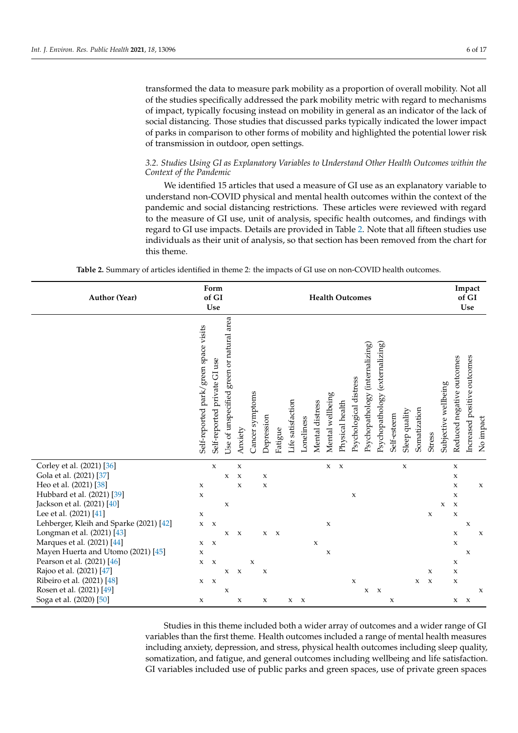transformed the data to measure park mobility as a proportion of overall mobility. Not all of the studies specifically addressed the park mobility metric with regard to mechanisms of impact, typically focusing instead on mobility in general as an indicator of the lack of social distancing. Those studies that discussed parks typically indicated the lower impact of parks in comparison to other forms of mobility and highlighted the potential lower risk of transmission in outdoor, open settings.

### *3.2. Studies Using GI as Explanatory Variables to Understand Other Health Outcomes within the Context of the Pandemic*

We identified 15 articles that used a measure of GI use as an explanatory variable to understand non-COVID physical and mental health outcomes within the context of the pandemic and social distancing restrictions. These articles were reviewed with regard to the measure of GI use, unit of analysis, specific health outcomes, and findings with regard to GI use impacts. Details are provided in Table 2. Note that all fifteen studies use individuals as their unit of analysis, so that section has been removed from the chart for this theme.

**Table 2.** Summary of articles identified in theme 2: the impacts of GI use on non-COVID health outcomes.

| **Author (Year)** | **Form of GI Use** | | | **Health Outcomes** | | | | | | | | | | | | | | | | | **Impact of GI Use** | | |
|---|---|---|---|---|---|---|---|---|---|---|---|---|---|---|---|---|---|---|---|---|---|---|---|
| | Self-reported park/green space visits | Self-reported private GI use | Use of unspecified green or natural area | Anxiety | Cancer symptoms | Depression | Fatigue | Life satisfaction | Loneliness | Mental distress | Mental wellbeing | Physical health | Psychological distress | Psychopathology (internalizing) | Psychopathology (externalizing) | Self-esteem | Sleep quality | Somatization | Stress | Subjective wellbeing | Reduced negative outcomes | Increased positive outcomes | No impact |
| Corley et al. (2021) [36] | | x | | x | | | | | | | x | x | | | | | x | | | | x | | |
| Gola et al. (2021) [37] | | | x | x | | x | | | | | | | | | | | | | | | x | | |
| Heo et al. (2021) [38] | x | | | x | | x | | | | | | | | | | | | | | | x | | x |
| Hubbard et al. (2021) [39] | x | | | | | | | | | | | | x | | | | | | | | x | | |
| Jackson et al. (2021) [40] | | | x | | | | | | | | | | | | | | | | | x | x | | |
| Lee et al. (2021) [41] | x | | | | | | | | | | | | | | | | | | x | | x | | |
| Lehberger, Kleih and Sparke (2021) [42] | x | x | | | | | | | | | x | | | | | | | | | | | x | |
| Longman et al. (2021) [43] | | | x | x | | x | x | | | | | | | | | | | | | | x | | x |
| Marques et al. (2021) [44] | x | x | | | | | | | | x | | | | | | | | | | | x | | |
| Mayen Huerta and Utomo (2021) [45] | x | | | | | | | | | | x | | | | | | | | | | | x | |
| Pearson et al. (2021) [46] | x | x | | | x | | | | | | | | | | | | | | | | x | | |
| Rajoo et al. (2021) [47] | | | x | x | | x | | | | | | | | | | | | | x | | x | | |
| Ribeiro et al. (2021) [48] | x | x | | | | | | | | | | | x | | | | | x | x | | x | | |
| Rosen et al. (2021) [49] | | | x | | | | | | | | | | | x | x | | | | | | | | x |
| Soga et al. (2020) [50] | x | | | x | | x | | x | x | | | | | | | x | | | | | x | x | |

Studies in this theme included both a wider array of outcomes and a wider range of GI variables than the first theme. Health outcomes included a range of mental health measures including anxiety, depression, and stress, physical health outcomes including sleep quality, somatization, and fatigue, and general outcomes including wellbeing and life satisfaction. GI variables included use of public parks and green spaces, use of private green spaces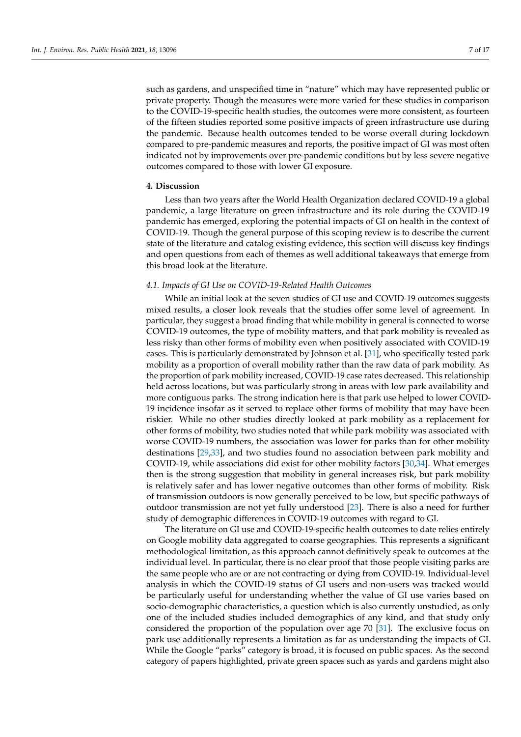such as gardens, and unspecified time in "nature" which may have represented public or private property. Though the measures were more varied for these studies in comparison to the COVID-19-specific health studies, the outcomes were more consistent, as fourteen of the fifteen studies reported some positive impacts of green infrastructure use during the pandemic. Because health outcomes tended to be worse overall during lockdown compared to pre-pandemic measures and reports, the positive impact of GI was most often indicated not by improvements over pre-pandemic conditions but by less severe negative outcomes compared to those with lower GI exposure.

## 4. Discussion

Less than two years after the World Health Organization declared COVID-19 a global pandemic, a large literature on green infrastructure and its role during the COVID-19 pandemic has emerged, exploring the potential impacts of GI on health in the context of COVID-19. Though the general purpose of this scoping review is to describe the current state of the literature and catalog existing evidence, this section will discuss key findings and open questions from each of themes as well additional takeaways that emerge from this broad look at the literature.

### *4.1. Impacts of GI Use on COVID-19-Related Health Outcomes*

While an initial look at the seven studies of GI use and COVID-19 outcomes suggests mixed results, a closer look reveals that the studies offer some level of agreement. In particular, they suggest a broad finding that while mobility in general is connected to worse COVID-19 outcomes, the type of mobility matters, and that park mobility is revealed as less risky than other forms of mobility even when positively associated with COVID-19 cases. This is particularly demonstrated by Johnson et al. [31], who specifically tested park mobility as a proportion of overall mobility rather than the raw data of park mobility. As the proportion of park mobility increased, COVID-19 case rates decreased. This relationship held across locations, but was particularly strong in areas with low park availability and more contiguous parks. The strong indication here is that park use helped to lower COVID-19 incidence insofar as it served to replace other forms of mobility that may have been riskier. While no other studies directly looked at park mobility as a replacement for other forms of mobility, two studies noted that while park mobility was associated with worse COVID-19 numbers, the association was lower for parks than for other mobility destinations [29,33], and two studies found no association between park mobility and COVID-19, while associations did exist for other mobility factors [30,34]. What emerges then is the strong suggestion that mobility in general increases risk, but park mobility is relatively safer and has lower negative outcomes than other forms of mobility. Risk of transmission outdoors is now generally perceived to be low, but specific pathways of outdoor transmission are not yet fully understood [23]. There is also a need for further study of demographic differences in COVID-19 outcomes with regard to GI.

The literature on GI use and COVID-19-specific health outcomes to date relies entirely on Google mobility data aggregated to coarse geographies. This represents a significant methodological limitation, as this approach cannot definitively speak to outcomes at the individual level. In particular, there is no clear proof that those people visiting parks are the same people who are or are not contracting or dying from COVID-19. Individual-level analysis in which the COVID-19 status of GI users and non-users was tracked would be particularly useful for understanding whether the value of GI use varies based on socio-demographic characteristics, a question which is also currently unstudied, as only one of the included studies included demographics of any kind, and that study only considered the proportion of the population over age 70 [31]. The exclusive focus on park use additionally represents a limitation as far as understanding the impacts of GI. While the Google "parks" category is broad, it is focused on public spaces. As the second category of papers highlighted, private green spaces such as yards and gardens might also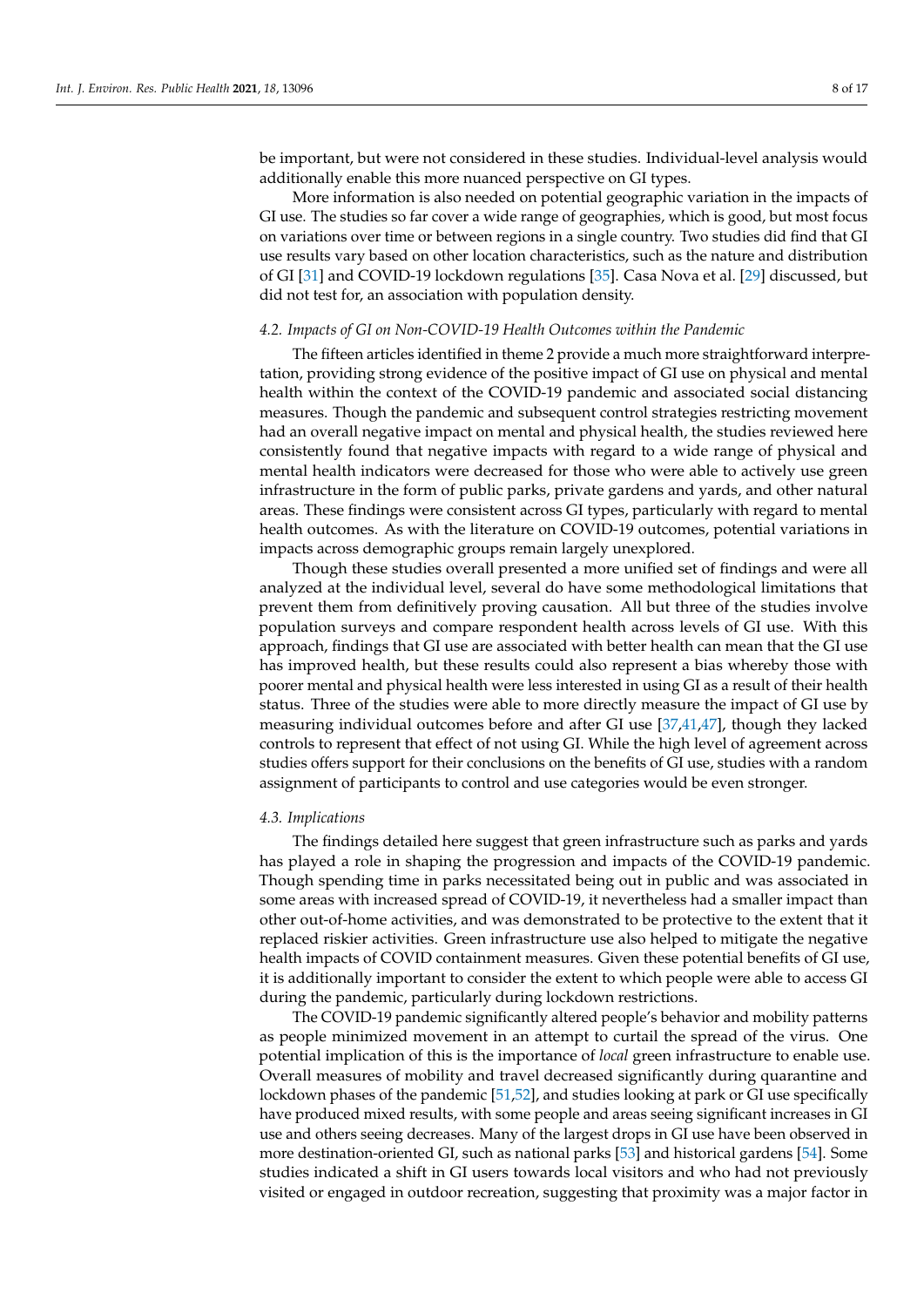be important, but were not considered in these studies. Individual-level analysis would additionally enable this more nuanced perspective on GI types.

More information is also needed on potential geographic variation in the impacts of GI use. The studies so far cover a wide range of geographies, which is good, but most focus on variations over time or between regions in a single country. Two studies did find that GI use results vary based on other location characteristics, such as the nature and distribution of GI [31] and COVID-19 lockdown regulations [35]. Casa Nova et al. [29] discussed, but did not test for, an association with population density.

### 4.2. Impacts of GI on Non-COVID-19 Health Outcomes within the Pandemic

The fifteen articles identified in theme 2 provide a much more straightforward interpretation, providing strong evidence of the positive impact of GI use on physical and mental health within the context of the COVID-19 pandemic and associated social distancing measures. Though the pandemic and subsequent control strategies restricting movement had an overall negative impact on mental and physical health, the studies reviewed here consistently found that negative impacts with regard to a wide range of physical and mental health indicators were decreased for those who were able to actively use green infrastructure in the form of public parks, private gardens and yards, and other natural areas. These findings were consistent across GI types, particularly with regard to mental health outcomes. As with the literature on COVID-19 outcomes, potential variations in impacts across demographic groups remain largely unexplored.

Though these studies overall presented a more unified set of findings and were all analyzed at the individual level, several do have some methodological limitations that prevent them from definitively proving causation. All but three of the studies involve population surveys and compare respondent health across levels of GI use. With this approach, findings that GI use are associated with better health can mean that the GI use has improved health, but these results could also represent a bias whereby those with poorer mental and physical health were less interested in using GI as a result of their health status. Three of the studies were able to more directly measure the impact of GI use by measuring individual outcomes before and after GI use [37,41,47], though they lacked controls to represent that effect of not using GI. While the high level of agreement across studies offers support for their conclusions on the benefits of GI use, studies with a random assignment of participants to control and use categories would be even stronger.

### 4.3. Implications

The findings detailed here suggest that green infrastructure such as parks and yards has played a role in shaping the progression and impacts of the COVID-19 pandemic. Though spending time in parks necessitated being out in public and was associated in some areas with increased spread of COVID-19, it nevertheless had a smaller impact than other out-of-home activities, and was demonstrated to be protective to the extent that it replaced riskier activities. Green infrastructure use also helped to mitigate the negative health impacts of COVID containment measures. Given these potential benefits of GI use, it is additionally important to consider the extent to which people were able to access GI during the pandemic, particularly during lockdown restrictions.

The COVID-19 pandemic significantly altered people's behavior and mobility patterns as people minimized movement in an attempt to curtail the spread of the virus. One potential implication of this is the importance of *local* green infrastructure to enable use. Overall measures of mobility and travel decreased significantly during quarantine and lockdown phases of the pandemic [51,52], and studies looking at park or GI use specifically have produced mixed results, with some people and areas seeing significant increases in GI use and others seeing decreases. Many of the largest drops in GI use have been observed in more destination-oriented GI, such as national parks [53] and historical gardens [54]. Some studies indicated a shift in GI users towards local visitors and who had not previously visited or engaged in outdoor recreation, suggesting that proximity was a major factor in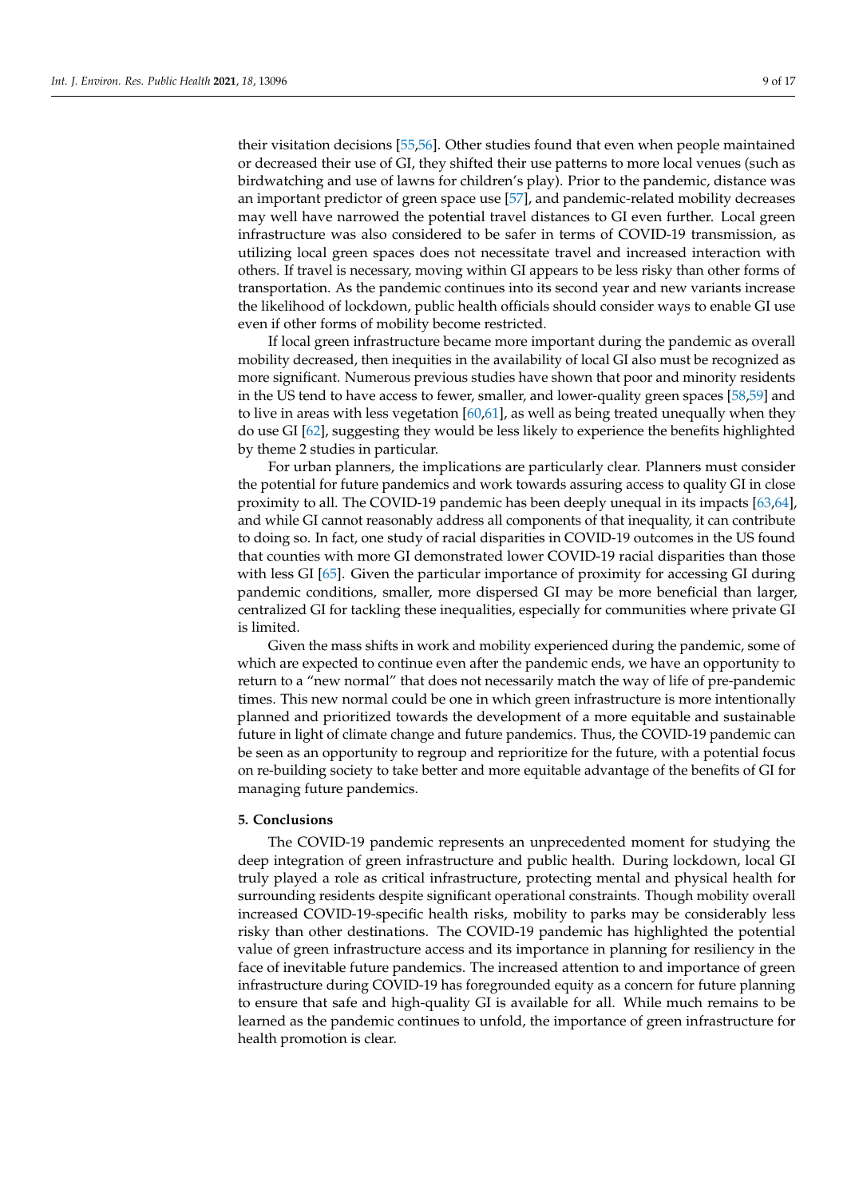their visitation decisions [55,56]. Other studies found that even when people maintained or decreased their use of GI, they shifted their use patterns to more local venues (such as birdwatching and use of lawns for children's play). Prior to the pandemic, distance was an important predictor of green space use [57], and pandemic-related mobility decreases may well have narrowed the potential travel distances to GI even further. Local green infrastructure was also considered to be safer in terms of COVID-19 transmission, as utilizing local green spaces does not necessitate travel and increased interaction with others. If travel is necessary, moving within GI appears to be less risky than other forms of transportation. As the pandemic continues into its second year and new variants increase the likelihood of lockdown, public health officials should consider ways to enable GI use even if other forms of mobility become restricted.

If local green infrastructure became more important during the pandemic as overall mobility decreased, then inequities in the availability of local GI also must be recognized as more significant. Numerous previous studies have shown that poor and minority residents in the US tend to have access to fewer, smaller, and lower-quality green spaces [58,59] and to live in areas with less vegetation [60,61], as well as being treated unequally when they do use GI [62], suggesting they would be less likely to experience the benefits highlighted by theme 2 studies in particular.

For urban planners, the implications are particularly clear. Planners must consider the potential for future pandemics and work towards assuring access to quality GI in close proximity to all. The COVID-19 pandemic has been deeply unequal in its impacts [63,64], and while GI cannot reasonably address all components of that inequality, it can contribute to doing so. In fact, one study of racial disparities in COVID-19 outcomes in the US found that counties with more GI demonstrated lower COVID-19 racial disparities than those with less GI [65]. Given the particular importance of proximity for accessing GI during pandemic conditions, smaller, more dispersed GI may be more beneficial than larger, centralized GI for tackling these inequalities, especially for communities where private GI is limited.

Given the mass shifts in work and mobility experienced during the pandemic, some of which are expected to continue even after the pandemic ends, we have an opportunity to return to a "new normal" that does not necessarily match the way of life of pre-pandemic times. This new normal could be one in which green infrastructure is more intentionally planned and prioritized towards the development of a more equitable and sustainable future in light of climate change and future pandemics. Thus, the COVID-19 pandemic can be seen as an opportunity to regroup and reprioritize for the future, with a potential focus on re-building society to take better and more equitable advantage of the benefits of GI for managing future pandemics.

## 5. Conclusions

The COVID-19 pandemic represents an unprecedented moment for studying the deep integration of green infrastructure and public health. During lockdown, local GI truly played a role as critical infrastructure, protecting mental and physical health for surrounding residents despite significant operational constraints. Though mobility overall increased COVID-19-specific health risks, mobility to parks may be considerably less risky than other destinations. The COVID-19 pandemic has highlighted the potential value of green infrastructure access and its importance in planning for resiliency in the face of inevitable future pandemics. The increased attention to and importance of green infrastructure during COVID-19 has foregrounded equity as a concern for future planning to ensure that safe and high-quality GI is available for all. While much remains to be learned as the pandemic continues to unfold, the importance of green infrastructure for health promotion is clear.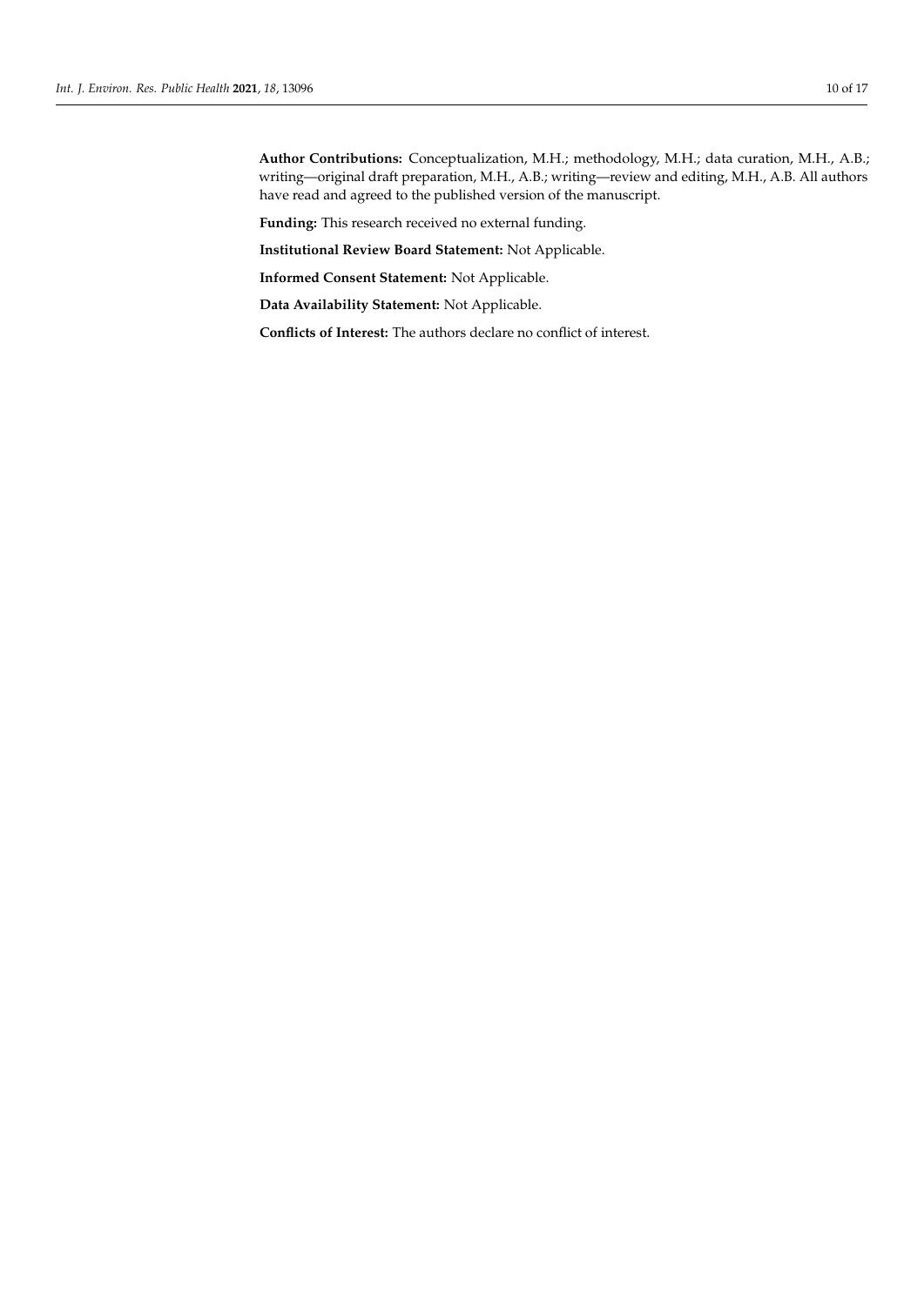**Author Contributions:** Conceptualization, M.H.; methodology, M.H.; data curation, M.H., A.B.; writing—original draft preparation, M.H., A.B.; writing—review and editing, M.H., A.B. All authors have read and agreed to the published version of the manuscript.

**Funding:** This research received no external funding.

**Institutional Review Board Statement:** Not Applicable.

**Informed Consent Statement:** Not Applicable.

**Data Availability Statement:** Not Applicable.

**Conflicts of Interest:** The authors declare no conflict of interest.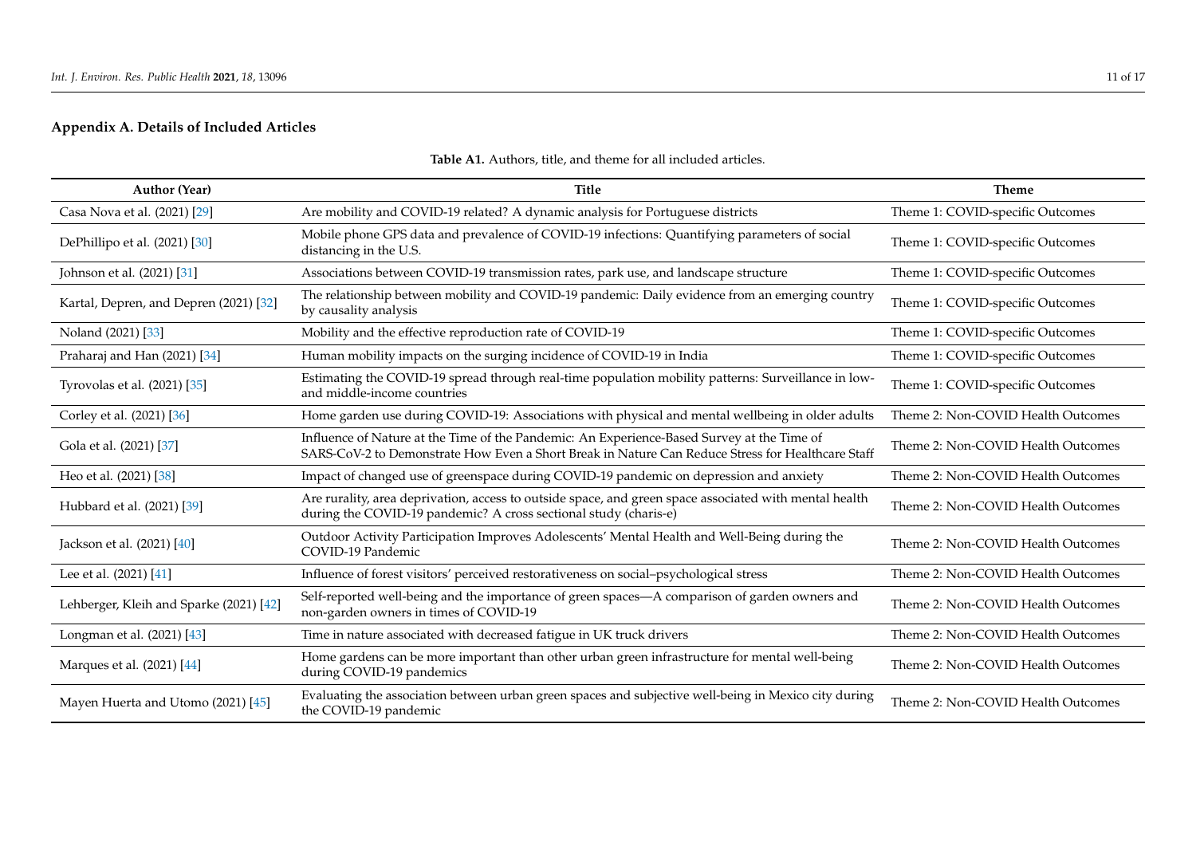## Appendix A. Details of Included Articles

**Table A1.** Authors, title, and theme for all included articles.

| Author (Year) | Title | Theme |
|---|---|---|
| Casa Nova et al. (2021) [29] | Are mobility and COVID-19 related? A dynamic analysis for Portuguese districts | Theme 1: COVID-specific Outcomes |
| DePhillipo et al. (2021) [30] | Mobile phone GPS data and prevalence of COVID-19 infections: Quantifying parameters of social distancing in the U.S. | Theme 1: COVID-specific Outcomes |
| Johnson et al. (2021) [31] | Associations between COVID-19 transmission rates, park use, and landscape structure | Theme 1: COVID-specific Outcomes |
| Kartal, Depren, and Depren (2021) [32] | The relationship between mobility and COVID-19 pandemic: Daily evidence from an emerging country by causality analysis | Theme 1: COVID-specific Outcomes |
| Noland (2021) [33] | Mobility and the effective reproduction rate of COVID-19 | Theme 1: COVID-specific Outcomes |
| Praharaj and Han (2021) [34] | Human mobility impacts on the surging incidence of COVID-19 in India | Theme 1: COVID-specific Outcomes |
| Tyrovolas et al. (2021) [35] | Estimating the COVID-19 spread through real-time population mobility patterns: Surveillance in low- and middle-income countries | Theme 1: COVID-specific Outcomes |
| Corley et al. (2021) [36] | Home garden use during COVID-19: Associations with physical and mental wellbeing in older adults | Theme 2: Non-COVID Health Outcomes |
| Gola et al. (2021) [37] | Influence of Nature at the Time of the Pandemic: An Experience-Based Survey at the Time of SARS-CoV-2 to Demonstrate How Even a Short Break in Nature Can Reduce Stress for Healthcare Staff | Theme 2: Non-COVID Health Outcomes |
| Heo et al. (2021) [38] | Impact of changed use of greenspace during COVID-19 pandemic on depression and anxiety | Theme 2: Non-COVID Health Outcomes |
| Hubbard et al. (2021) [39] | Are rurality, area deprivation, access to outside space, and green space associated with mental health during the COVID-19 pandemic? A cross sectional study (charis-e) | Theme 2: Non-COVID Health Outcomes |
| Jackson et al. (2021) [40] | Outdoor Activity Participation Improves Adolescents' Mental Health and Well-Being during the COVID-19 Pandemic | Theme 2: Non-COVID Health Outcomes |
| Lee et al. (2021) [41] | Influence of forest visitors' perceived restorativeness on social–psychological stress | Theme 2: Non-COVID Health Outcomes |
| Lehberger, Kleih and Sparke (2021) [42] | Self-reported well-being and the importance of green spaces—A comparison of garden owners and non-garden owners in times of COVID-19 | Theme 2: Non-COVID Health Outcomes |
| Longman et al. (2021) [43] | Time in nature associated with decreased fatigue in UK truck drivers | Theme 2: Non-COVID Health Outcomes |
| Marques et al. (2021) [44] | Home gardens can be more important than other urban green infrastructure for mental well-being during COVID-19 pandemics | Theme 2: Non-COVID Health Outcomes |
| Mayen Huerta and Utomo (2021) [45] | Evaluating the association between urban green spaces and subjective well-being in Mexico city during the COVID-19 pandemic | Theme 2: Non-COVID Health Outcomes |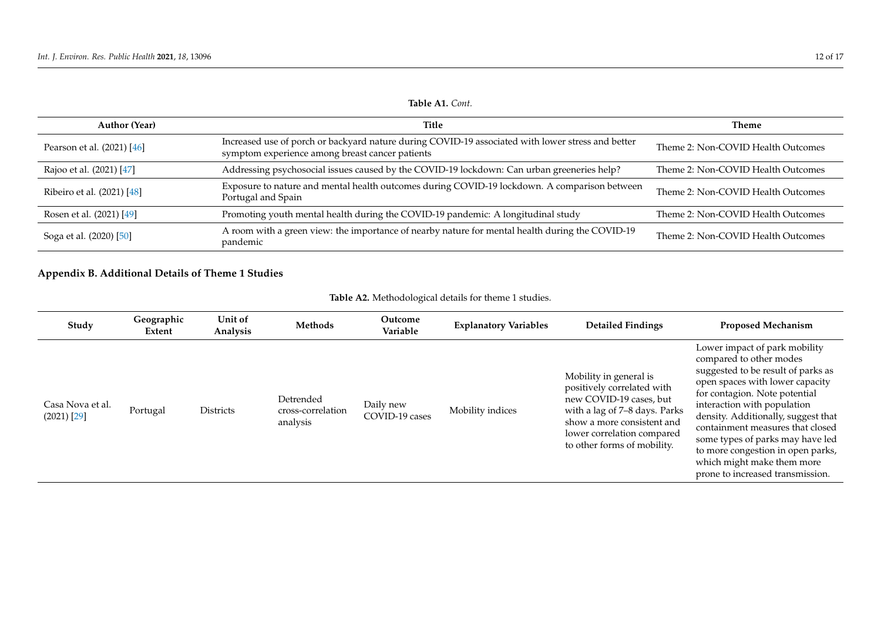**Table A1.** *Cont.*

| Author (Year) | Title | Theme |
|---|---|---|
| Pearson et al. (2021) [46] | Increased use of porch or backyard nature during COVID-19 associated with lower stress and better symptom experience among breast cancer patients | Theme 2: Non-COVID Health Outcomes |
| Rajoo et al. (2021) [47] | Addressing psychosocial issues caused by the COVID-19 lockdown: Can urban greeneries help? | Theme 2: Non-COVID Health Outcomes |
| Ribeiro et al. (2021) [48] | Exposure to nature and mental health outcomes during COVID-19 lockdown. A comparison between Portugal and Spain | Theme 2: Non-COVID Health Outcomes |
| Rosen et al. (2021) [49] | Promoting youth mental health during the COVID-19 pandemic: A longitudinal study | Theme 2: Non-COVID Health Outcomes |
| Soga et al. (2020) [50] | A room with a green view: the importance of nearby nature for mental health during the COVID-19 pandemic | Theme 2: Non-COVID Health Outcomes |

## Appendix B. Additional Details of Theme 1 Studies

**Table A2.** Methodological details for theme 1 studies.

| Study | Geographic Extent | Unit of Analysis | Methods | Outcome Variable | Explanatory Variables | Detailed Findings | Proposed Mechanism |
|---|---|---|---|---|---|---|---|
| Casa Nova et al. (2021) [29] | Portugal | Districts | Detrended cross-correlation analysis | Daily new COVID-19 cases | Mobility indices | Mobility in general is positively correlated with new COVID-19 cases, but with a lag of 7–8 days. Parks show a more consistent and lower correlation compared to other forms of mobility. | Lower impact of park mobility compared to other modes suggested to be result of parks as open spaces with lower capacity for contagion. Note potential interaction with population density. Additionally, suggest that containment measures that closed some types of parks may have led to more congestion in open parks, which might make them more prone to increased transmission. |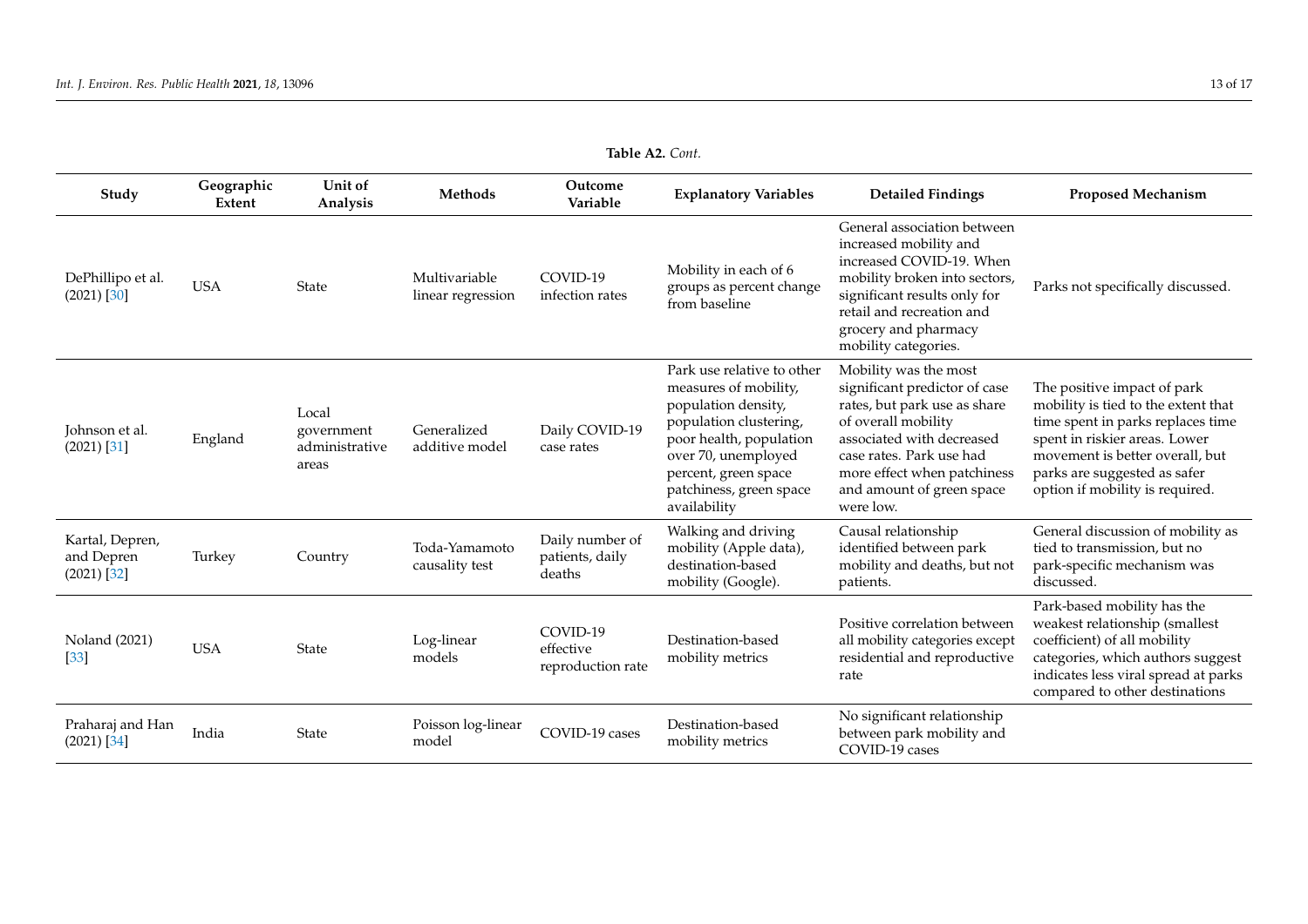**Table A2.** *Cont.*

| Study | Geographic Extent | Unit of Analysis | Methods | Outcome Variable | Explanatory Variables | Detailed Findings | Proposed Mechanism |
|---|---|---|---|---|---|---|---|
| DePhillipo et al. (2021) [30] | USA | State | Multivariable linear regression | COVID-19 infection rates | Mobility in each of 6 groups as percent change from baseline | General association between increased mobility and increased COVID-19. When mobility broken into sectors, significant results only for retail and recreation and grocery and pharmacy mobility categories. | Parks not specifically discussed. |
| Johnson et al. (2021) [31] | England | Local government administrative areas | Generalized additive model | Daily COVID-19 case rates | Park use relative to other measures of mobility, population density, population clustering, poor health, population over 70, unemployed percent, green space patchiness, green space availability | Mobility was the most significant predictor of case rates, but park use as share of overall mobility associated with decreased case rates. Park use had more effect when patchiness and amount of green space were low. | The positive impact of park mobility is tied to the extent that time spent in parks replaces time spent in riskier areas. Lower movement is better overall, but parks are suggested as safer option if mobility is required. |
| Kartal, Depren, and Depren (2021) [32] | Turkey | Country | Toda-Yamamoto causality test | Daily number of patients, daily deaths | Walking and driving mobility (Apple data), destination-based mobility (Google). | Causal relationship identified between park mobility and deaths, but not patients. | General discussion of mobility as tied to transmission, but no park-specific mechanism was discussed. |
| Noland (2021) [33] | USA | State | Log-linear models | COVID-19 effective reproduction rate | Destination-based mobility metrics | Positive correlation between all mobility categories except residential and reproductive rate | Park-based mobility has the weakest relationship (smallest coefficient) of all mobility categories, which authors suggest indicates less viral spread at parks compared to other destinations |
| Praharaj and Han (2021) [34] | India | State | Poisson log-linear model | COVID-19 cases | Destination-based mobility metrics | No significant relationship between park mobility and COVID-19 cases | |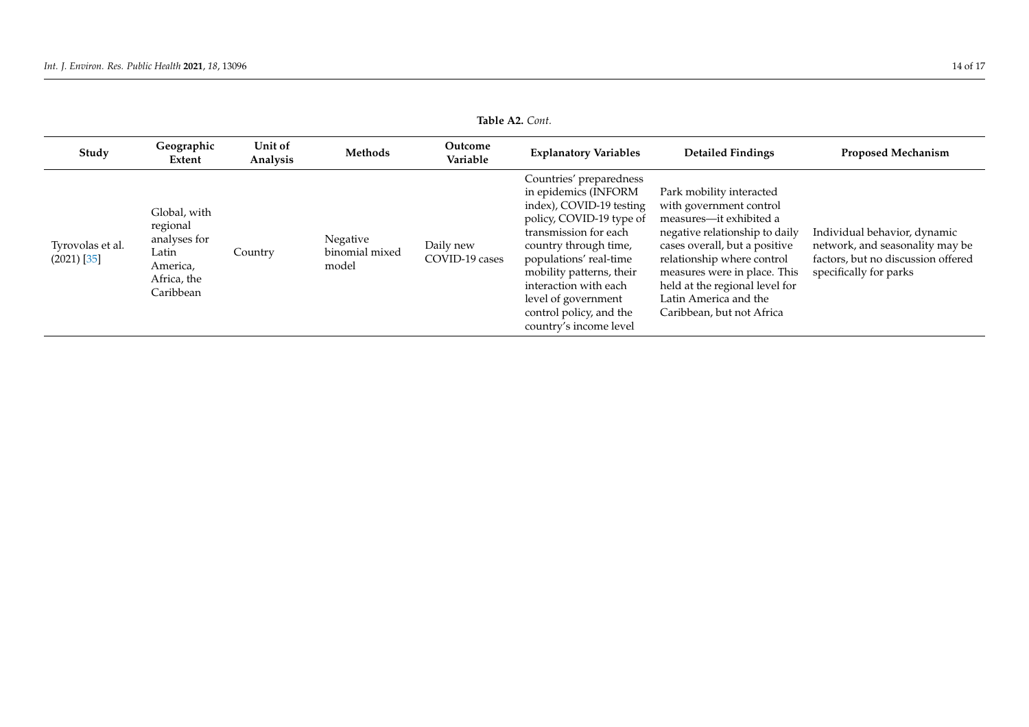**Table A2.** *Cont.*

| Study | Geographic Extent | Unit of Analysis | Methods | Outcome Variable | Explanatory Variables | Detailed Findings | Proposed Mechanism |
|---|---|---|---|---|---|---|---|
| Tyrovolas et al. (2021) [35] | Global, with regional analyses for Latin America, Africa, the Caribbean | Country | Negative binomial mixed model | Daily new COVID-19 cases | Countries' preparedness in epidemics (INFORM index), COVID-19 testing policy, COVID-19 type of transmission for each country through time, populations' real-time mobility patterns, their interaction with each level of government control policy, and the country's income level | Park mobility interacted with government control measures—it exhibited a negative relationship to daily cases overall, but a positive relationship where control measures were in place. This held at the regional level for Latin America and the Caribbean, but not Africa | Individual behavior, dynamic network, and seasonality may be factors, but no discussion offered specifically for parks |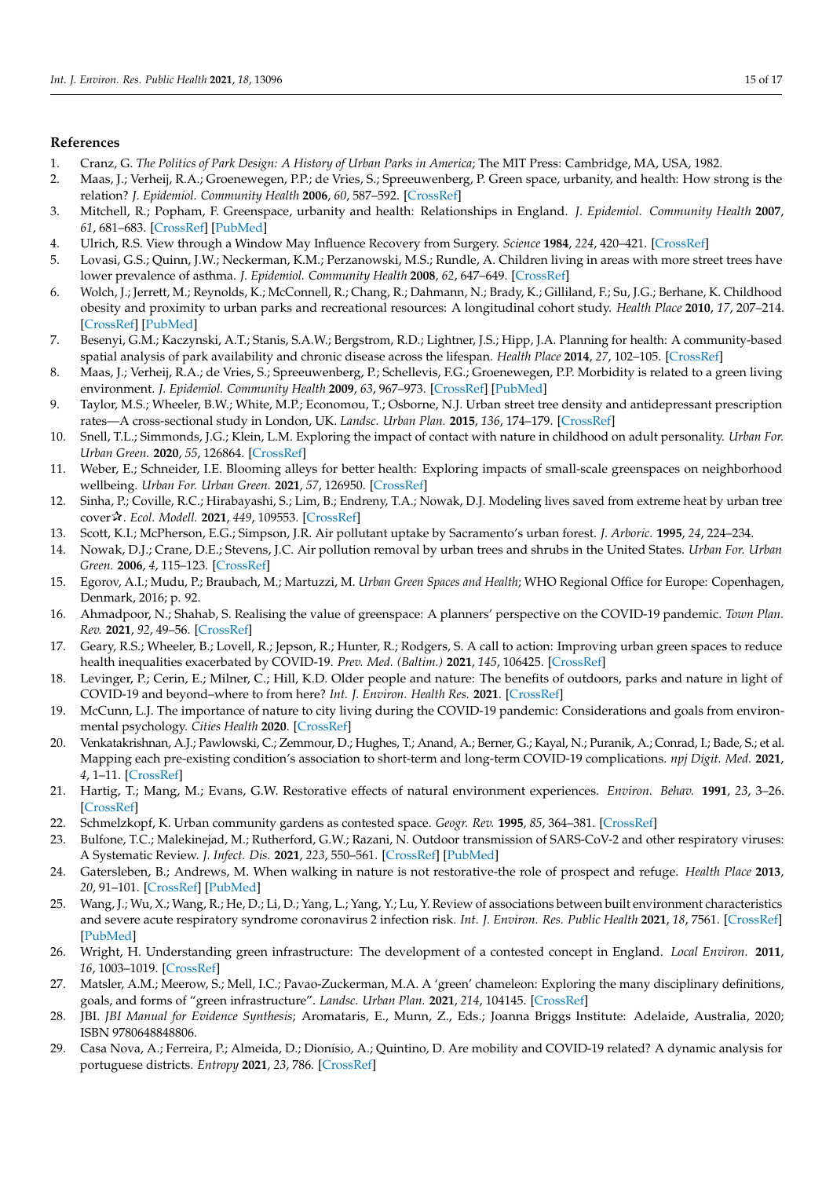## References

1. Cranz, G. *The Politics of Park Design: A History of Urban Parks in America*; The MIT Press: Cambridge, MA, USA, 1982.
2. Maas, J.; Verheij, R.A.; Groenewegen, P.P.; de Vries, S.; Spreeuwenberg, P. Green space, urbanity, and health: How strong is the relation? *J. Epidemiol. Community Health* **2006**, *60*, 587–592. [CrossRef]
3. Mitchell, R.; Popham, F. Greenspace, urbanity and health: Relationships in England. *J. Epidemiol. Community Health* **2007**, *61*, 681–683. [CrossRef] [PubMed]
4. Ulrich, R.S. View through a Window May Influence Recovery from Surgery. *Science* **1984**, *224*, 420–421. [CrossRef]
5. Lovasi, G.S.; Quinn, J.W.; Neckerman, K.M.; Perzanowski, M.S.; Rundle, A. Children living in areas with more street trees have lower prevalence of asthma. *J. Epidemiol. Community Health* **2008**, *62*, 647–649. [CrossRef]
6. Wolch, J.; Jerrett, M.; Reynolds, K.; McConnell, R.; Chang, R.; Dahmann, N.; Brady, K.; Gilliland, F.; Su, J.G.; Berhane, K. Childhood obesity and proximity to urban parks and recreational resources: A longitudinal cohort study. *Health Place* **2010**, *17*, 207–214. [CrossRef] [PubMed]
7. Besenyi, G.M.; Kaczynski, A.T.; Stanis, S.A.W.; Bergstrom, R.D.; Lightner, J.S.; Hipp, J.A. Planning for health: A community-based spatial analysis of park availability and chronic disease across the lifespan. *Health Place* **2014**, *27*, 102–105. [CrossRef]
8. Maas, J.; Verheij, R.A.; de Vries, S.; Spreeuwenberg, P.; Schellevis, F.G.; Groenewegen, P.P. Morbidity is related to a green living environment. *J. Epidemiol. Community Health* **2009**, *63*, 967–973. [CrossRef] [PubMed]
9. Taylor, M.S.; Wheeler, B.W.; White, M.P.; Economou, T.; Osborne, N.J. Urban street tree density and antidepressant prescription rates—A cross-sectional study in London, UK. *Landsc. Urban Plan.* **2015**, *136*, 174–179. [CrossRef]
10. Snell, T.L.; Simmonds, J.G.; Klein, L.M. Exploring the impact of contact with nature in childhood on adult personality. *Urban For. Urban Green.* **2020**, *55*, 126864. [CrossRef]
11. Weber, E.; Schneider, I.E. Blooming alleys for better health: Exploring impacts of small-scale greenspaces on neighborhood wellbeing. *Urban For. Urban Green.* **2021**, *57*, 126950. [CrossRef]
12. Sinha, P.; Coville, R.C.; Hirabayashi, S.; Lim, B.; Endreny, T.A.; Nowak, D.J. Modeling lives saved from extreme heat by urban tree cover☆. *Ecol. Modell.* **2021**, *449*, 109553. [CrossRef]
13. Scott, K.I.; McPherson, E.G.; Simpson, J.R. Air pollutant uptake by Sacramento's urban forest. *J. Arboric.* **1995**, *24*, 224–234.
14. Nowak, D.J.; Crane, D.E.; Stevens, J.C. Air pollution removal by urban trees and shrubs in the United States. *Urban For. Urban Green.* **2006**, *4*, 115–123. [CrossRef]
15. Egorov, A.I.; Mudu, P.; Braubach, M.; Martuzzi, M. *Urban Green Spaces and Health*; WHO Regional Office for Europe: Copenhagen, Denmark, 2016; p. 92.
16. Ahmadpoor, N.; Shahab, S. Realising the value of greenspace: A planners' perspective on the COVID-19 pandemic. *Town Plan. Rev.* **2021**, *92*, 49–56. [CrossRef]
17. Geary, R.S.; Wheeler, B.; Lovell, R.; Jepson, R.; Hunter, R.; Rodgers, S. A call to action: Improving urban green spaces to reduce health inequalities exacerbated by COVID-19. *Prev. Med. (Baltim.)* **2021**, *145*, 106425. [CrossRef]
18. Levinger, P.; Cerin, E.; Milner, C.; Hill, K.D. Older people and nature: The benefits of outdoors, parks and nature in light of COVID-19 and beyond–where to from here? *Int. J. Environ. Health Res.* **2021**. [CrossRef]
19. McCunn, L.J. The importance of nature to city living during the COVID-19 pandemic: Considerations and goals from environmental psychology. *Cities Health* **2020**. [CrossRef]
20. Venkatakrishnan, A.J.; Pawlowski, C.; Zemmour, D.; Hughes, T.; Anand, A.; Berner, G.; Kayal, N.; Puranik, A.; Conrad, I.; Bade, S.; et al. Mapping each pre-existing condition's association to short-term and long-term COVID-19 complications. *npj Digit. Med.* **2021**, *4*, 1–11. [CrossRef]
21. Hartig, T.; Mang, M.; Evans, G.W. Restorative effects of natural environment experiences. *Environ. Behav.* **1991**, *23*, 3–26. [CrossRef]
22. Schmelzkopf, K. Urban community gardens as contested space. *Geogr. Rev.* **1995**, *85*, 364–381. [CrossRef]
23. Bulfone, T.C.; Malekinejad, M.; Rutherford, G.W.; Razani, N. Outdoor transmission of SARS-CoV-2 and other respiratory viruses: A Systematic Review. *J. Infect. Dis.* **2021**, *223*, 550–561. [CrossRef] [PubMed]
24. Gatersleben, B.; Andrews, M. When walking in nature is not restorative-the role of prospect and refuge. *Health Place* **2013**, *20*, 91–101. [CrossRef] [PubMed]
25. Wang, J.; Wu, X.; Wang, R.; He, D.; Li, D.; Yang, L.; Yang, Y.; Lu, Y. Review of associations between built environment characteristics and severe acute respiratory syndrome coronavirus 2 infection risk. *Int. J. Environ. Res. Public Health* **2021**, *18*, 7561. [CrossRef] [PubMed]
26. Wright, H. Understanding green infrastructure: The development of a contested concept in England. *Local Environ.* **2011**, *16*, 1003–1019. [CrossRef]
27. Matsler, A.M.; Meerow, S.; Mell, I.C.; Pavao-Zuckerman, M.A. A 'green' chameleon: Exploring the many disciplinary definitions, goals, and forms of "green infrastructure". *Landsc. Urban Plan.* **2021**, *214*, 104145. [CrossRef]
28. JBI. *JBI Manual for Evidence Synthesis*; Aromataris, E., Munn, Z., Eds.; Joanna Briggs Institute: Adelaide, Australia, 2020; ISBN 9780648848806.
29. Casa Nova, A.; Ferreira, P.; Almeida, D.; Dionísio, A.; Quintino, D. Are mobility and COVID-19 related? A dynamic analysis for portuguese districts. *Entropy* **2021**, *23*, 786. [CrossRef]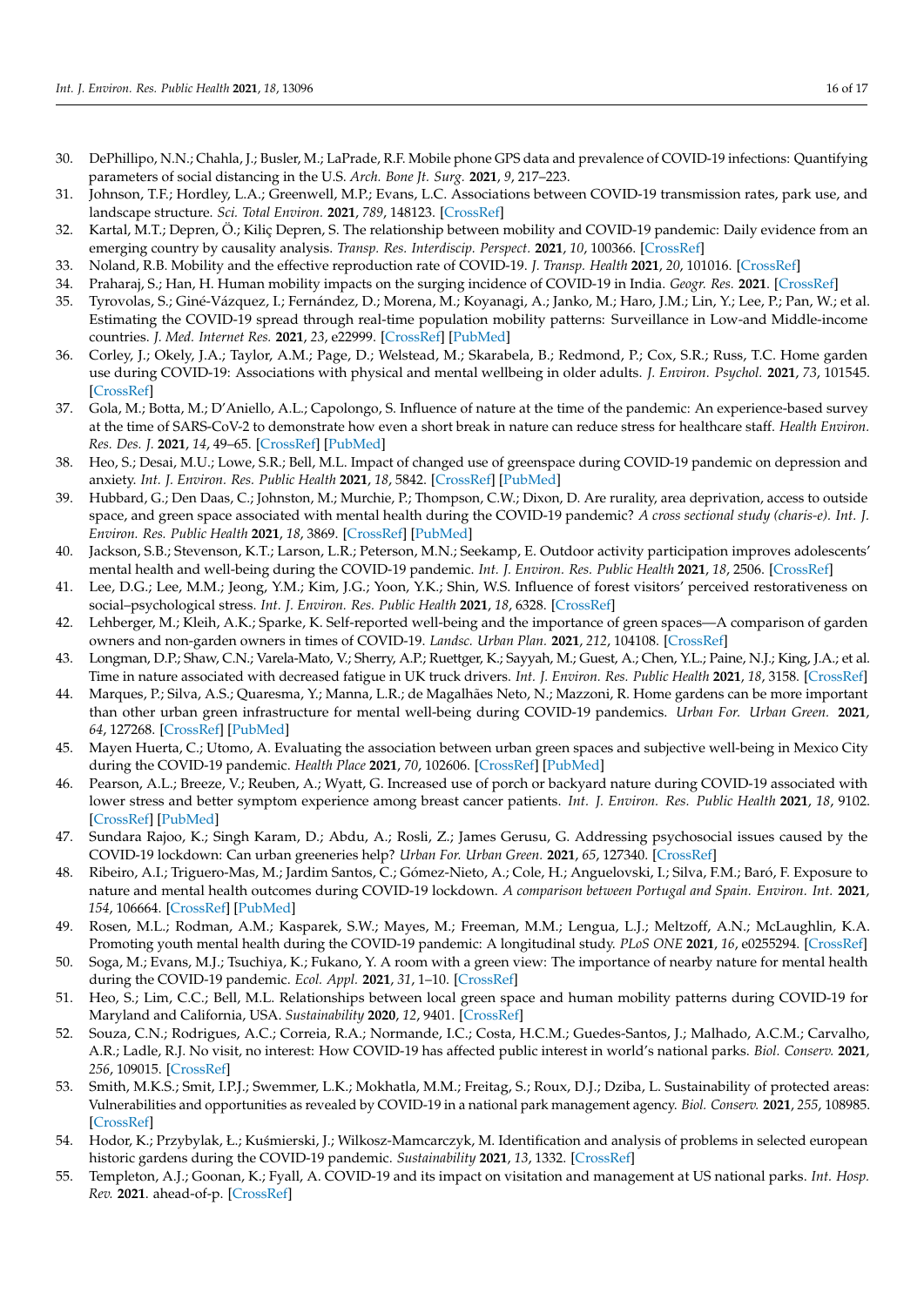30. DePhillipo, N.N.; Chahla, J.; Busler, M.; LaPrade, R.F. Mobile phone GPS data and prevalence of COVID-19 infections: Quantifying parameters of social distancing in the U.S. *Arch. Bone Jt. Surg.* **2021**, *9*, 217–223.
31. Johnson, T.F.; Hordley, L.A.; Greenwell, M.P.; Evans, L.C. Associations between COVID-19 transmission rates, park use, and landscape structure. *Sci. Total Environ.* **2021**, *789*, 148123. [CrossRef]
32. Kartal, M.T.; Depren, Ö.; Kiliç Depren, S. The relationship between mobility and COVID-19 pandemic: Daily evidence from an emerging country by causality analysis. *Transp. Res. Interdiscip. Perspect.* **2021**, *10*, 100366. [CrossRef]
33. Noland, R.B. Mobility and the effective reproduction rate of COVID-19. *J. Transp. Health* **2021**, *20*, 101016. [CrossRef]
34. Praharaj, S.; Han, H. Human mobility impacts on the surging incidence of COVID-19 in India. *Geogr. Res.* **2021**. [CrossRef]
35. Tyrovolas, S.; Giné-Vázquez, I.; Fernández, D.; Morena, M.; Koyanagi, A.; Janko, M.; Haro, J.M.; Lin, Y.; Lee, P.; Pan, W.; et al. Estimating the COVID-19 spread through real-time population mobility patterns: Surveillance in Low-and Middle-income countries. *J. Med. Internet Res.* **2021**, *23*, e22999. [CrossRef] [PubMed]
36. Corley, J.; Okely, J.A.; Taylor, A.M.; Page, D.; Welstead, M.; Skarabela, B.; Redmond, P.; Cox, S.R.; Russ, T.C. Home garden use during COVID-19: Associations with physical and mental wellbeing in older adults. *J. Environ. Psychol.* **2021**, *73*, 101545. [CrossRef]
37. Gola, M.; Botta, M.; D'Aniello, A.L.; Capolongo, S. Influence of nature at the time of the pandemic: An experience-based survey at the time of SARS-CoV-2 to demonstrate how even a short break in nature can reduce stress for healthcare staff. *Health Environ. Res. Des. J.* **2021**, *14*, 49–65. [CrossRef] [PubMed]
38. Heo, S.; Desai, M.U.; Lowe, S.R.; Bell, M.L. Impact of changed use of greenspace during COVID-19 pandemic on depression and anxiety. *Int. J. Environ. Res. Public Health* **2021**, *18*, 5842. [CrossRef] [PubMed]
39. Hubbard, G.; Den Daas, C.; Johnston, M.; Murchie, P.; Thompson, C.W.; Dixon, D. Are rurality, area deprivation, access to outside space, and green space associated with mental health during the COVID-19 pandemic? *A cross sectional study (charis-e). Int. J. Environ. Res. Public Health* **2021**, *18*, 3869. [CrossRef] [PubMed]
40. Jackson, S.B.; Stevenson, K.T.; Larson, L.R.; Peterson, M.N.; Seekamp, E. Outdoor activity participation improves adolescents' mental health and well-being during the COVID-19 pandemic. *Int. J. Environ. Res. Public Health* **2021**, *18*, 2506. [CrossRef]
41. Lee, D.G.; Lee, M.M.; Jeong, Y.M.; Kim, J.G.; Yoon, Y.K.; Shin, W.S. Influence of forest visitors' perceived restorativeness on social–psychological stress. *Int. J. Environ. Res. Public Health* **2021**, *18*, 6328. [CrossRef]
42. Lehberger, M.; Kleih, A.K.; Sparke, K. Self-reported well-being and the importance of green spaces—A comparison of garden owners and non-garden owners in times of COVID-19. *Landsc. Urban Plan.* **2021**, *212*, 104108. [CrossRef]
43. Longman, D.P.; Shaw, C.N.; Varela-Mato, V.; Sherry, A.P.; Ruettger, K.; Sayyah, M.; Guest, A.; Chen, Y.L.; Paine, N.J.; King, J.A.; et al. Time in nature associated with decreased fatigue in UK truck drivers. *Int. J. Environ. Res. Public Health* **2021**, *18*, 3158. [CrossRef]
44. Marques, P.; Silva, A.S.; Quaresma, Y.; Manna, L.R.; de Magalhães Neto, N.; Mazzoni, R. Home gardens can be more important than other urban green infrastructure for mental well-being during COVID-19 pandemics. *Urban For. Urban Green.* **2021**, *64*, 127268. [CrossRef] [PubMed]
45. Mayen Huerta, C.; Utomo, A. Evaluating the association between urban green spaces and subjective well-being in Mexico City during the COVID-19 pandemic. *Health Place* **2021**, *70*, 102606. [CrossRef] [PubMed]
46. Pearson, A.L.; Breeze, V.; Reuben, A.; Wyatt, G. Increased use of porch or backyard nature during COVID-19 associated with lower stress and better symptom experience among breast cancer patients. *Int. J. Environ. Res. Public Health* **2021**, *18*, 9102. [CrossRef] [PubMed]
47. Sundara Rajoo, K.; Singh Karam, D.; Abdu, A.; Rosli, Z.; James Gerusu, G. Addressing psychosocial issues caused by the COVID-19 lockdown: Can urban greeneries help? *Urban For. Urban Green.* **2021**, *65*, 127340. [CrossRef]
48. Ribeiro, A.I.; Triguero-Mas, M.; Jardim Santos, C.; Gómez-Nieto, A.; Cole, H.; Anguelovski, I.; Silva, F.M.; Baró, F. Exposure to nature and mental health outcomes during COVID-19 lockdown. *A comparison between Portugal and Spain. Environ. Int.* **2021**, *154*, 106664. [CrossRef] [PubMed]
49. Rosen, M.L.; Rodman, A.M.; Kasparek, S.W.; Mayes, M.; Freeman, M.M.; Lengua, L.J.; Meltzoff, A.N.; McLaughlin, K.A. Promoting youth mental health during the COVID-19 pandemic: A longitudinal study. *PLoS ONE* **2021**, *16*, e0255294. [CrossRef]
50. Soga, M.; Evans, M.J.; Tsuchiya, K.; Fukano, Y. A room with a green view: The importance of nearby nature for mental health during the COVID-19 pandemic. *Ecol. Appl.* **2021**, *31*, 1–10. [CrossRef]
51. Heo, S.; Lim, C.C.; Bell, M.L. Relationships between local green space and human mobility patterns during COVID-19 for Maryland and California, USA. *Sustainability* **2020**, *12*, 9401. [CrossRef]
52. Souza, C.N.; Rodrigues, A.C.; Correia, R.A.; Normande, I.C.; Costa, H.C.M.; Guedes-Santos, J.; Malhado, A.C.M.; Carvalho, A.R.; Ladle, R.J. No visit, no interest: How COVID-19 has affected public interest in world's national parks. *Biol. Conserv.* **2021**, *256*, 109015. [CrossRef]
53. Smith, M.K.S.; Smit, I.P.J.; Swemmer, L.K.; Mokhatla, M.M.; Freitag, S.; Roux, D.J.; Dziba, L. Sustainability of protected areas: Vulnerabilities and opportunities as revealed by COVID-19 in a national park management agency. *Biol. Conserv.* **2021**, *255*, 108985. [CrossRef]
54. Hodor, K.; Przybylak, Ł.; Kuśmierski, J.; Wilkosz-Mamcarczyk, M. Identification and analysis of problems in selected european historic gardens during the COVID-19 pandemic. *Sustainability* **2021**, *13*, 1332. [CrossRef]
55. Templeton, A.J.; Goonan, K.; Fyall, A. COVID-19 and its impact on visitation and management at US national parks. *Int. Hosp. Rev.* **2021**. ahead-of-p. [CrossRef]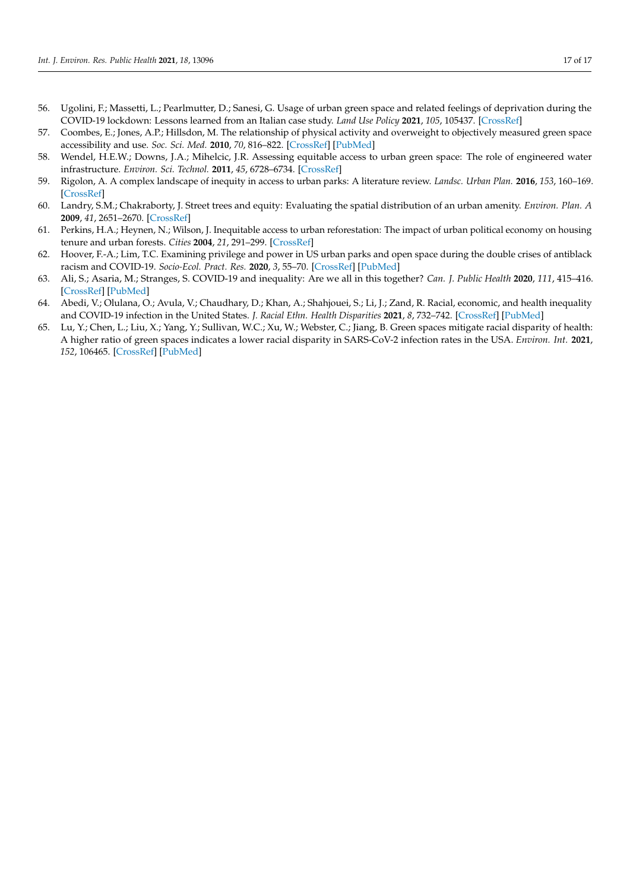56. Ugolini, F.; Massetti, L.; Pearlmutter, D.; Sanesi, G. Usage of urban green space and related feelings of deprivation during the COVID-19 lockdown: Lessons learned from an Italian case study. *Land Use Policy* **2021**, *105*, 105437. [CrossRef]
57. Coombes, E.; Jones, A.P.; Hillsdon, M. The relationship of physical activity and overweight to objectively measured green space accessibility and use. *Soc. Sci. Med.* **2010**, *70*, 816–822. [CrossRef] [PubMed]
58. Wendel, H.E.W.; Downs, J.A.; Mihelcic, J.R. Assessing equitable access to urban green space: The role of engineered water infrastructure. *Environ. Sci. Technol.* **2011**, *45*, 6728–6734. [CrossRef]
59. Rigolon, A. A complex landscape of inequity in access to urban parks: A literature review. *Landsc. Urban Plan.* **2016**, *153*, 160–169. [CrossRef]
60. Landry, S.M.; Chakraborty, J. Street trees and equity: Evaluating the spatial distribution of an urban amenity. *Environ. Plan. A* **2009**, *41*, 2651–2670. [CrossRef]
61. Perkins, H.A.; Heynen, N.; Wilson, J. Inequitable access to urban reforestation: The impact of urban political economy on housing tenure and urban forests. *Cities* **2004**, *21*, 291–299. [CrossRef]
62. Hoover, F.-A.; Lim, T.C. Examining privilege and power in US urban parks and open space during the double crises of antiblack racism and COVID-19. *Socio-Ecol. Pract. Res.* **2020**, *3*, 55–70. [CrossRef] [PubMed]
63. Ali, S.; Asaria, M.; Stranges, S. COVID-19 and inequality: Are we all in this together? *Can. J. Public Health* **2020**, *111*, 415–416. [CrossRef] [PubMed]
64. Abedi, V.; Olulana, O.; Avula, V.; Chaudhary, D.; Khan, A.; Shahjouei, S.; Li, J.; Zand, R. Racial, economic, and health inequality and COVID-19 infection in the United States. *J. Racial Ethn. Health Disparities* **2021**, *8*, 732–742. [CrossRef] [PubMed]
65. Lu, Y.; Chen, L.; Liu, X.; Yang, Y.; Sullivan, W.C.; Xu, W.; Webster, C.; Jiang, B. Green spaces mitigate racial disparity of health: A higher ratio of green spaces indicates a lower racial disparity in SARS-CoV-2 infection rates in the USA. *Environ. Int.* **2021**, *152*, 106465. [CrossRef] [PubMed]